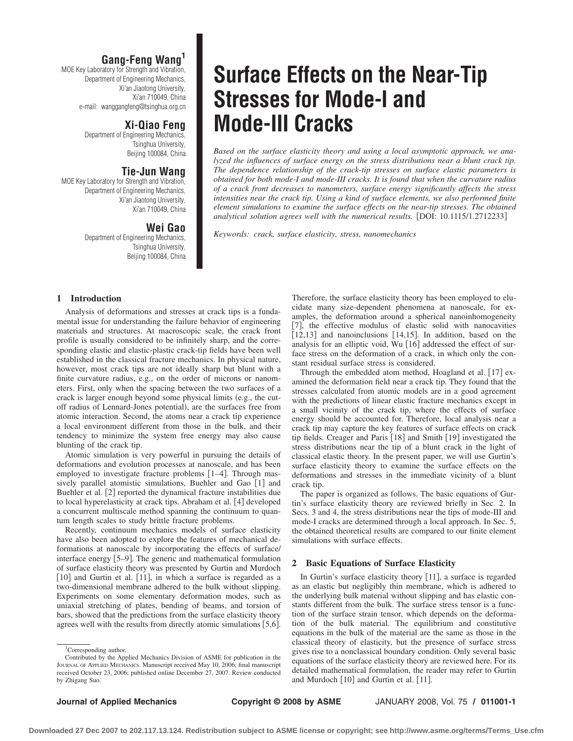# Surface Effects on the Near-Tip Stresses for Mode-I and Mode-III Cracks

**Gang-Feng Wang**[1]
MOE Key Laboratory for Strength and Vibration,
Department of Engineering Mechanics,
Xi'an Jiaotong University,
Xi'an 710049, China
e-mail: wanggangfeng@tsinghua.org.cn

**Xi-Qiao Feng**
Department of Engineering Mechanics,
Tsinghua University,
Beijing 100084, China

**Tie-Jun Wang**
MOE Key Laboratory for Strength and Vibration,
Department of Engineering Mechanics,
Xi'an Jiaotong University,
Xi'an 710049, China

**Wei Gao**
Department of Engineering Mechanics,
Tsinghua University,
Beijing 100084, China

*Based on the surface elasticity theory and using a local asymptotic approach, we analyzed the influences of surface energy on the stress distributions near a blunt crack tip. The dependence relationship of the crack-tip stresses on surface elastic parameters is obtained for both mode-I and mode-III cracks. It is found that when the curvature radius of a crack front decreases to nanometers, surface energy significantly affects the stress intensities near the crack tip. Using a kind of surface elements, we also performed finite element simulations to examine the surface effects on the near-tip stresses. The obtained analytical solution agrees well with the numerical results.* [DOI: 10.1115/1.2712233]

*Keywords: crack, surface elasticity, stress, nanomechanics*

## 1 Introduction

Analysis of deformations and stresses at crack tips is a fundamental issue for understanding the failure behavior of engineering materials and structures. At macroscopic scale, the crack front profile is usually considered to be infinitely sharp, and the corresponding elastic and elastic-plastic crack-tip fields have been well established in the classical fracture mechanics. In physical nature, however, most crack tips are not ideally sharp but blunt with a finite curvature radius, e.g., on the order of microns or nanometers. First, only when the spacing between the two surfaces of a crack is larger enough beyond some physical limits (e.g., the cutoff radius of Lennard-Jones potential), are the surfaces free from atomic interaction. Second, the atoms near a crack tip experience a local environment different from those in the bulk, and their tendency to minimize the system free energy may also cause blunting of the crack tip.

Atomic simulation is very powerful in pursuing the details of deformations and evolution processes at nanoscale, and has been employed to investigate fracture problems [1–4]. Through massively parallel atomistic simulations, Buehler and Gao [1] and Buehler et al. [2] reported the dynamical fracture instabilities due to local hyperelasticity at crack tips. Abraham et al. [4] developed a concurrent multiscale method spanning the continuum to quantum length scales to study brittle fracture problems.

Recently, continuum mechanics models of surface elasticity have also been adopted to explore the features of mechanical deformations at nanoscale by incorporating the effects of surface/interface energy [5–9]. The generic and mathematical formulation of surface elasticity theory was presented by Gurtin and Murdoch [10] and Gurtin et al. [11], in which a surface is regarded as a two-dimensional membrane adhered to the bulk without slipping. Experiments on some elementary deformation modes, such as uniaxial stretching of plates, bending of beams, and torsion of bars, showed that the predictions from the surface elasticity theory agrees well with the results from directly atomic simulations [5,6]. Therefore, the surface elasticity theory has been employed to elucidate many size-dependent phenomena at nanoscale, for examples, the deformation around a spherical nanoinhomogeneity [7], the effective modulus of elastic solid with nanocavities [12,13] and nanoinclusions [14,15]. In addition, based on the analysis for an elliptic void, Wu [16] addressed the effect of surface stress on the deformation of a crack, in which only the constant residual surface stress is considered.

Through the embedded atom method, Hoagland et al. [17] examined the deformation field near a crack tip. They found that the stresses calculated from atomic models are in a good agreement with the predictions of linear elastic fracture mechanics except in a small vicinity of the crack tip, where the effects of surface energy should be accounted for. Therefore, local analysis near a crack tip may capture the key features of surface effects on crack tip fields. Creager and Paris [18] and Smith [19] investigated the stress distributions near the tip of a blunt crack in the light of classical elastic theory. In the present paper, we will use Gurtin's surface elasticity theory to examine the surface effects on the deformations and stresses in the immediate vicinity of a blunt crack tip.

The paper is organized as follows. The basic equations of Gurtin's surface elasticity theory are reviewed briefly in Sec. 2. In Secs. 3 and 4, the stress distributions near the tips of mode-III and mode-I cracks are determined through a local approach. In Sec. 5, the obtained theoretical results are compared to our finite element simulations with surface effects.

## 2 Basic Equations of Surface Elasticity

In Gurtin's surface elasticity theory [11], a surface is regarded as an elastic but negligibly thin membrane, which is adhered to the underlying bulk material without slipping and has elastic constants different from the bulk. The surface stress tensor is a function of the surface strain tensor, which depends on the deformation of the bulk material. The equilibrium and constitutive equations in the bulk of the material are the same as those in the classical theory of elasticity, but the presence of surface stress gives rise to a nonclassical boundary condition. Only several basic equations of the surface elasticity theory are reviewed here. For its detailed mathematical formulation, the reader may refer to Gurtin and Murdoch [10] and Gurtin et al. [11].

[1]Corresponding author.

Contributed by the Applied Mechanics Division of ASME for publication in the JOURNAL OF APPLIED MECHANICS. Manuscript received May 10, 2006; final manuscript received October 23, 2006; published online December 27, 2007. Review conducted by Zhigang Suo.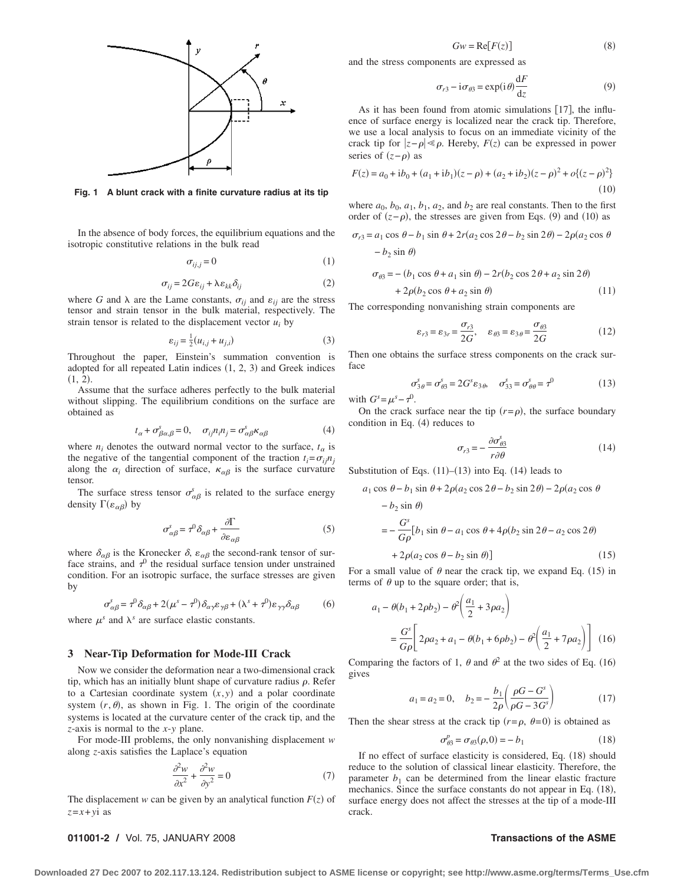Fig. 1 A blunt crack with a finite curvature radius at its tip

In the absence of body forces, the equilibrium equations and the isotropic constitutive relations in the bulk read

$$\sigma_{ij,j} = 0 \tag{1}$$

$$\sigma_{ij} = 2G\varepsilon_{ij} + \lambda\varepsilon_{kk}\delta_{ij} \tag{2}$$

where $G$ and $\lambda$ are the Lame constants, $\sigma_{ij}$ and $\varepsilon_{ij}$ are the stress tensor and strain tensor in the bulk material, respectively. The strain tensor is related to the displacement vector $u_i$ by

$$\varepsilon_{ij} = \frac{1}{2}(u_{i,j} + u_{j,i}) \tag{3}$$

Throughout the paper, Einstein's summation convention is adopted for all repeated Latin indices (1, 2, 3) and Greek indices (1, 2).

Assume that the surface adheres perfectly to the bulk material without slipping. The equilibrium conditions on the surface are obtained as

$$t_\alpha + \sigma^s_{\beta\alpha,\beta} = 0, \quad \sigma_{ij}n_i n_j = \sigma^s_{\alpha\beta}\kappa_{\alpha\beta} \tag{4}$$

where $n_i$ denotes the outward normal vector to the surface, $t_\alpha$ is the negative of the tangential component of the traction $t_i = \sigma_{ij}n_j$ along the $\alpha_i$ direction of surface, $\kappa_{\alpha\beta}$ is the surface curvature tensor.

The surface stress tensor $\sigma^s_{\alpha\beta}$ is related to the surface energy density $\Gamma(\varepsilon_{\alpha\beta})$ by

$$\sigma^s_{\alpha\beta} = \tau^0\delta_{\alpha\beta} + \frac{\partial\Gamma}{\partial\varepsilon_{\alpha\beta}} \tag{5}$$

where $\delta_{\alpha\beta}$ is the Kronecker $\delta$, $\varepsilon_{\alpha\beta}$ the second-rank tensor of surface strains, and $\tau^0$ the residual surface tension under unstrained condition. For an isotropic surface, the surface stresses are given by

$$\sigma^s_{\alpha\beta} = \tau^0\delta_{\alpha\beta} + 2(\mu^s - \tau^0)\delta_{\alpha\gamma}\varepsilon_{\gamma\beta} + (\lambda^s + \tau^0)\varepsilon_{\gamma\gamma}\delta_{\alpha\beta} \tag{6}$$

where $\mu^s$ and $\lambda^s$ are surface elastic constants.

## 3 Near-Tip Deformation for Mode-III Crack

Now we consider the deformation near a two-dimensional crack tip, which has an initially blunt shape of curvature radius $\rho$. Refer to a Cartesian coordinate system $(x,y)$ and a polar coordinate system $(r,\theta)$, as shown in Fig. 1. The origin of the coordinate systems is located at the curvature center of the crack tip, and the $z$-axis is normal to the $x$-$y$ plane.

For mode-III problems, the only nonvanishing displacement $w$ along $z$-axis satisfies the Laplace's equation

$$\frac{\partial^2 w}{\partial x^2} + \frac{\partial^2 w}{\partial y^2} = 0 \tag{7}$$

The displacement $w$ can be given by an analytical function $F(z)$ of $z = x + y\mathrm{i}$ as

$$Gw = \mathrm{Re}[F(z)] \tag{8}$$

and the stress components are expressed as

$$\sigma_{r3} - \mathrm{i}\sigma_{\theta 3} = \exp(\mathrm{i}\theta)\frac{\mathrm{d}F}{\mathrm{d}z} \tag{9}$$

As it has been found from atomic simulations [17], the influence of surface energy is localized near the crack tip. Therefore, we use a local analysis to focus on an immediate vicinity of the crack tip for $|z-\rho| \ll \rho$. Hereby, $F(z)$ can be expressed in power series of $(z-\rho)$ as

$$F(z) = a_0 + \mathrm{i}b_0 + (a_1 + \mathrm{i}b_1)(z-\rho) + (a_2 + \mathrm{i}b_2)(z-\rho)^2 + o\{(z-\rho)^2\} \tag{10}$$

where $a_0$, $b_0$, $a_1$, $b_1$, $a_2$, and $b_2$ are real constants. Then to the first order of $(z-\rho)$, the stresses are given from Eqs. (9) and (10) as

$$\begin{aligned}\sigma_{r3} &= a_1\cos\theta - b_1\sin\theta + 2r(a_2\cos 2\theta - b_2\sin 2\theta) - 2\rho(a_2\cos\theta - b_2\sin\theta)\\ \sigma_{\theta 3} &= -(b_1\cos\theta + a_1\sin\theta) - 2r(b_2\cos 2\theta + a_2\sin 2\theta) + 2\rho(b_2\cos\theta + a_2\sin\theta)\end{aligned} \tag{11}$$

The corresponding nonvanishing strain components are

$$\varepsilon_{r3} = \varepsilon_{3r} = \frac{\sigma_{r3}}{2G}, \quad \varepsilon_{\theta 3} = \varepsilon_{3\theta} = \frac{\sigma_{\theta 3}}{2G} \tag{12}$$

Then one obtains the surface stress components on the crack surface

$$\sigma^s_{3\theta} = \sigma^s_{\theta 3} = 2G^s\varepsilon_{3\theta}, \quad \sigma^s_{33} = \sigma^s_{\theta\theta} = \tau^0 \tag{13}$$

with $G^s = \mu^s - \tau^0$.

On the crack surface near the tip $(r=\rho)$, the surface boundary condition in Eq. (4) reduces to

$$\sigma_{r3} = -\frac{\partial\sigma^s_{\theta 3}}{r\partial\theta} \tag{14}$$

Substitution of Eqs. (11)–(13) into Eq. (14) leads to

$$\begin{aligned}&a_1\cos\theta - b_1\sin\theta + 2\rho(a_2\cos 2\theta - b_2\sin 2\theta) - 2\rho(a_2\cos\theta - b_2\sin\theta)\\ &= -\frac{G^s}{G\rho}[b_1\sin\theta - a_1\cos\theta + 4\rho(b_2\sin 2\theta - a_2\cos 2\theta) + 2\rho(a_2\cos\theta - b_2\sin\theta)]\end{aligned} \tag{15}$$

For a small value of $\theta$ near the crack tip, we expand Eq. (15) in terms of $\theta$ up to the square order; that is,

$$a_1 - \theta(b_1 + 2\rho b_2) - \theta^2\left(\frac{a_1}{2} + 3\rho a_2\right) = \frac{G^s}{G\rho}\left[2\rho a_2 + a_1 - \theta(b_1 + 6\rho b_2) - \theta^2\left(\frac{a_1}{2} + 7\rho a_2\right)\right] \tag{16}$$

Comparing the factors of 1, $\theta$ and $\theta^2$ at the two sides of Eq. (16) gives

$$a_1 = a_2 = 0, \quad b_2 = -\frac{b_1}{2\rho}\left(\frac{\rho G - G^s}{\rho G - 3G^s}\right) \tag{17}$$

Then the shear stress at the crack tip $(r=\rho,\ \theta=0)$ is obtained as

$$\sigma^p_{\theta 3} = \sigma_{\theta 3}(\rho, 0) = -b_1 \tag{18}$$

If no effect of surface elasticity is considered, Eq. (18) should reduce to the solution of classical linear elasticity. Therefore, the parameter $b_1$ can be determined from the linear elastic fracture mechanics. Since the surface constants do not appear in Eq. (18), surface energy does not affect the stresses at the tip of a mode-III crack.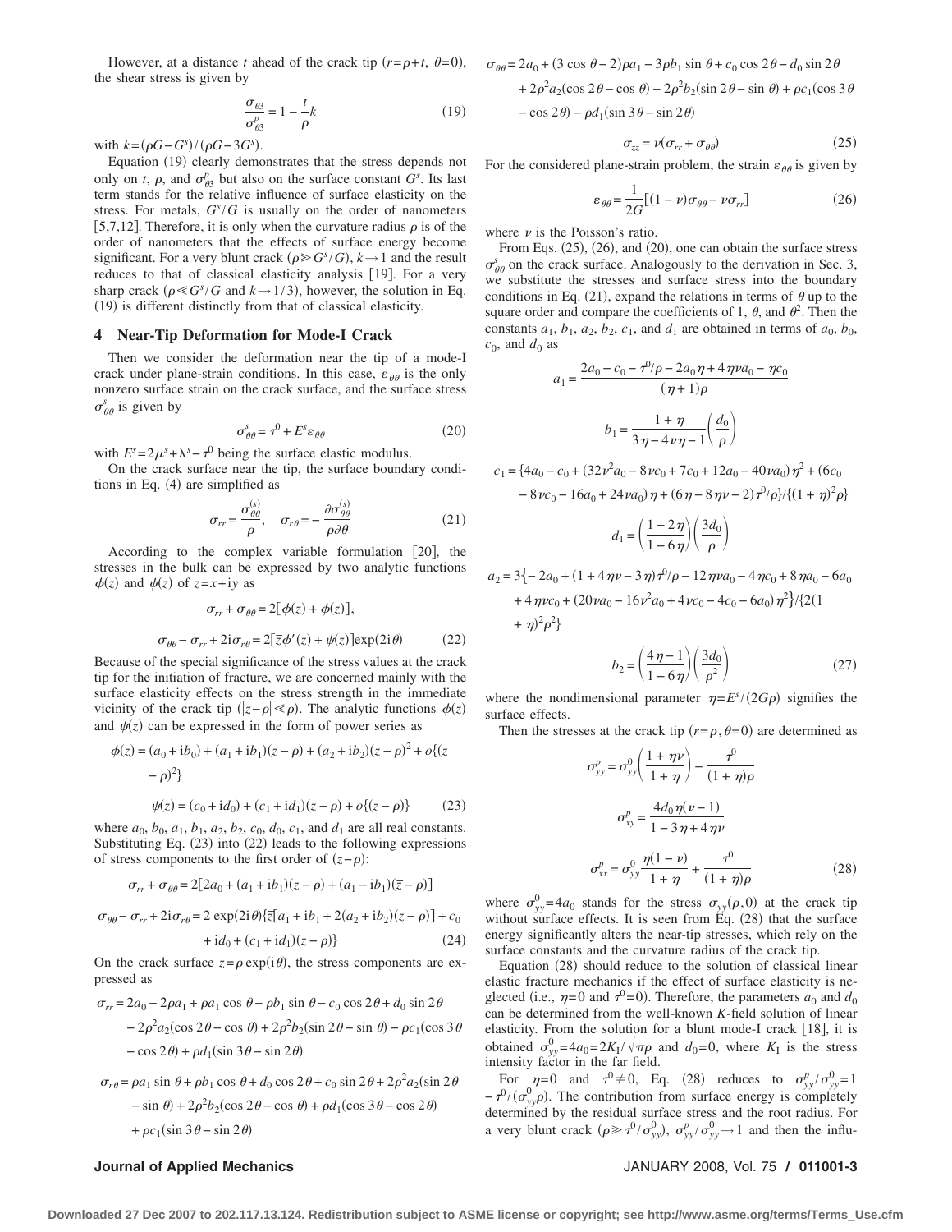However, at a distance $t$ ahead of the crack tip ($r=\rho+t$, $\theta=0$), the shear stress is given by

$$\frac{\sigma_{\theta 3}}{\sigma_{\theta 3}^{p}} = 1 - \frac{t}{\rho}k \tag{19}$$

with $k=(\rho G - G^s)/(\rho G - 3G^s)$.

Equation (19) clearly demonstrates that the stress depends not only on $t$, $\rho$, and $\sigma_{\theta 3}^{p}$ but also on the surface constant $G^s$. Its last term stands for the relative influence of surface elasticity on the stress. For metals, $G^s/G$ is usually on the order of nanometers [5,7,12]. Therefore, it is only when the curvature radius $\rho$ is of the order of nanometers that the effects of surface energy become significant. For a very blunt crack ($\rho \gg G^s/G$), $k \to 1$ and the result reduces to that of classical elasticity analysis [19]. For a very sharp crack ($\rho \ll G^s/G$ and $k \to 1/3$), however, the solution in Eq. (19) is different distinctly from that of classical elasticity.

## 4 Near-Tip Deformation for Mode-I Crack

Then we consider the deformation near the tip of a mode-I crack under plane-strain conditions. In this case, $\varepsilon_{\theta\theta}$ is the only nonzero surface strain on the crack surface, and the surface stress $\sigma_{\theta\theta}^{s}$ is given by

$$\sigma_{\theta\theta}^{s} = \tau^0 + E^s \varepsilon_{\theta\theta} \tag{20}$$

with $E^s = 2\mu^s + \lambda^s - \tau^0$ being the surface elastic modulus.

On the crack surface near the tip, the surface boundary conditions in Eq. (4) are simplified as

$$\sigma_{rr} = \frac{\sigma_{\theta\theta}^{(s)}}{\rho}, \quad \sigma_{r\theta} = -\frac{\partial \sigma_{\theta\theta}^{(s)}}{\rho \partial \theta} \tag{21}$$

According to the complex variable formulation [20], the stresses in the bulk can be expressed by two analytic functions $\phi(z)$ and $\psi(z)$ of $z=x+iy$ as

$$\sigma_{rr} + \sigma_{\theta\theta} = 2[\phi(z) + \overline{\phi(z)}],$$

$$\sigma_{\theta\theta} - \sigma_{rr} + 2i\sigma_{r\theta} = 2[\bar{z}\phi'(z) + \psi(z)]\exp(2i\theta) \tag{22}$$

Because of the special significance of the stress values at the crack tip for the initiation of fracture, we are concerned mainly with the surface elasticity effects on the stress strength in the immediate vicinity of the crack tip ($|z-\rho| \ll \rho$). The analytic functions $\phi(z)$ and $\psi(z)$ can be expressed in the form of power series as

$$\phi(z) = (a_0 + ib_0) + (a_1 + ib_1)(z-\rho) + (a_2 + ib_2)(z-\rho)^2 + o\{(z-\rho)^2\}$$

$$\psi(z) = (c_0 + id_0) + (c_1 + id_1)(z-\rho) + o\{(z-\rho)\} \tag{23}$$

where $a_0$, $b_0$, $a_1$, $b_1$, $a_2$, $b_2$, $c_0$, $d_0$, $c_1$, and $d_1$ are all real constants. Substituting Eq. (23) into (22) leads to the following expressions of stress components to the first order of $(z-\rho)$:

$$\sigma_{rr} + \sigma_{\theta\theta} = 2[2a_0 + (a_1 + ib_1)(z-\rho) + (a_1 - ib_1)(\bar{z}-\rho)]$$

$$\sigma_{\theta\theta} - \sigma_{rr} + 2i\sigma_{r\theta} = 2\exp(2i\theta)\{\bar{z}[a_1 + ib_1 + 2(a_2 + ib_2)(z-\rho)] + c_0 + id_0 + (c_1 + id_1)(z-\rho)\} \tag{24}$$

On the crack surface $z=\rho\exp(i\theta)$, the stress components are expressed as

$$\begin{aligned}\sigma_{rr} = {} & 2a_0 - 2\rho a_1 + \rho a_1\cos\theta - \rho b_1\sin\theta - c_0\cos 2\theta + d_0\sin 2\theta \\ & - 2\rho^2 a_2(\cos 2\theta - \cos\theta) + 2\rho^2 b_2(\sin 2\theta - \sin\theta) - \rho c_1(\cos 3\theta - \cos 2\theta) + \rho d_1(\sin 3\theta - \sin 2\theta)\end{aligned}$$

$$\begin{aligned}\sigma_{r\theta} = {} & \rho a_1\sin\theta + \rho b_1\cos\theta + d_0\cos 2\theta + c_0\sin 2\theta + 2\rho^2 a_2(\sin 2\theta - \sin\theta) \\ & + 2\rho^2 b_2(\cos 2\theta - \cos\theta) + \rho d_1(\cos 3\theta - \cos 2\theta) + \rho c_1(\sin 3\theta - \sin 2\theta)\end{aligned}$$

$$\begin{aligned}\sigma_{\theta\theta} = {} & 2a_0 + (3\cos\theta - 2)\rho a_1 - 3\rho b_1\sin\theta + c_0\cos 2\theta - d_0\sin 2\theta \\ & + 2\rho^2 a_2(\cos 2\theta - \cos\theta) - 2\rho^2 b_2(\sin 2\theta - \sin\theta) + \rho c_1(\cos 3\theta - \cos 2\theta) - \rho d_1(\sin 3\theta - \sin 2\theta)\end{aligned}$$

$$\sigma_{zz} = \nu(\sigma_{rr} + \sigma_{\theta\theta}) \tag{25}$$

For the considered plane-strain problem, the strain $\varepsilon_{\theta\theta}$ is given by

$$\varepsilon_{\theta\theta} = \frac{1}{2G}[(1-\nu)\sigma_{\theta\theta} - \nu\sigma_{rr}] \tag{26}$$

where $\nu$ is the Poisson's ratio.

From Eqs. (25), (26), and (20), one can obtain the surface stress $\sigma_{\theta\theta}^{s}$ on the crack surface. Analogously to the derivation in Sec. 3, we substitute the stresses and surface stress into the boundary conditions in Eq. (21), expand the relations in terms of $\theta$ up to the square order and compare the coefficients of 1, $\theta$, and $\theta^2$. Then the constants $a_1$, $b_1$, $a_2$, $b_2$, $c_1$, and $d_1$ are obtained in terms of $a_0$, $b_0$, $c_0$, and $d_0$ as

$$a_1 = \frac{2a_0 - c_0 - \tau^0/\rho - 2a_0\eta + 4\eta\nu a_0 - \eta c_0}{(\eta+1)\rho}$$

$$b_1 = \frac{1+\eta}{3\eta - 4\nu\eta - 1}\left(\frac{d_0}{\rho}\right)$$

$$c_1 = \{4a_0 - c_0 + (32\nu^2 a_0 - 8\nu c_0 + 7c_0 + 12a_0 - 40\nu a_0)\eta^2 + (6c_0 - 8\nu c_0 - 16a_0 + 24\nu a_0)\eta + (6\eta - 8\eta\nu - 2)\tau^0/\rho\}/\{(1+\eta)^2\rho\}$$

$$d_1 = \left(\frac{1-2\eta}{1-6\eta}\right)\left(\frac{3d_0}{\rho}\right)$$

$$a_2 = 3\{-2a_0 + (1 + 4\eta\nu - 3\eta)\tau^0/\rho - 12\eta\nu a_0 - 4\eta c_0 + 8\eta a_0 - 6a_0 + 4\eta\nu c_0 + (20\nu a_0 - 16\nu^2 a_0 + 4\nu c_0 - 4c_0 - 6a_0)\eta^2\}/\{2(1+\eta)^2\rho^2\}$$

$$b_2 = \left(\frac{4\eta - 1}{1-6\eta}\right)\left(\frac{3d_0}{\rho^2}\right) \tag{27}$$

where the nondimensional parameter $\eta = E^s/(2G\rho)$ signifies the surface effects.

Then the stresses at the crack tip ($r=\rho$, $\theta=0$) are determined as

$$\sigma_{yy}^{p} = \sigma_{yy}^{0}\left(\frac{1+\eta\nu}{1+\eta}\right) - \frac{\tau^0}{(1+\eta)\rho}$$

$$\sigma_{xy}^{p} = \frac{4d_0\eta(\nu-1)}{1-3\eta+4\eta\nu}$$

$$\sigma_{xx}^{p} = \sigma_{yy}^{0}\frac{\eta(1-\nu)}{1+\eta} + \frac{\tau^0}{(1+\eta)\rho} \tag{28}$$

where $\sigma_{yy}^{0} = 4a_0$ stands for the stress $\sigma_{yy}(\rho, 0)$ at the crack tip without surface effects. It is seen from Eq. (28) that the surface energy significantly alters the near-tip stresses, which rely on the surface constants and the curvature radius of the crack tip.

Equation (28) should reduce to the solution of classical linear elastic fracture mechanics if the effect of surface elasticity is neglected (i.e., $\eta=0$ and $\tau^0=0$). Therefore, the parameters $a_0$ and $d_0$ can be determined from the well-known $K$-field solution of linear elasticity. From the solution for a blunt mode-I crack [18], it is obtained $\sigma_{yy}^{0} = 4a_0 = 2K_I/\sqrt{\pi\rho}$ and $d_0=0$, where $K_I$ is the stress intensity factor in the far field.

For $\eta=0$ and $\tau^0 \neq 0$, Eq. (28) reduces to $\sigma_{yy}^{p}/\sigma_{yy}^{0} = 1 - \tau^0/(\sigma_{yy}^{0}\rho)$. The contribution from surface energy is completely determined by the residual surface stress and the root radius. For a very blunt crack ($\rho \gg \tau^0/\sigma_{yy}^{0}$), $\sigma_{yy}^{p}/\sigma_{yy}^{0} \to 1$ and then the influ-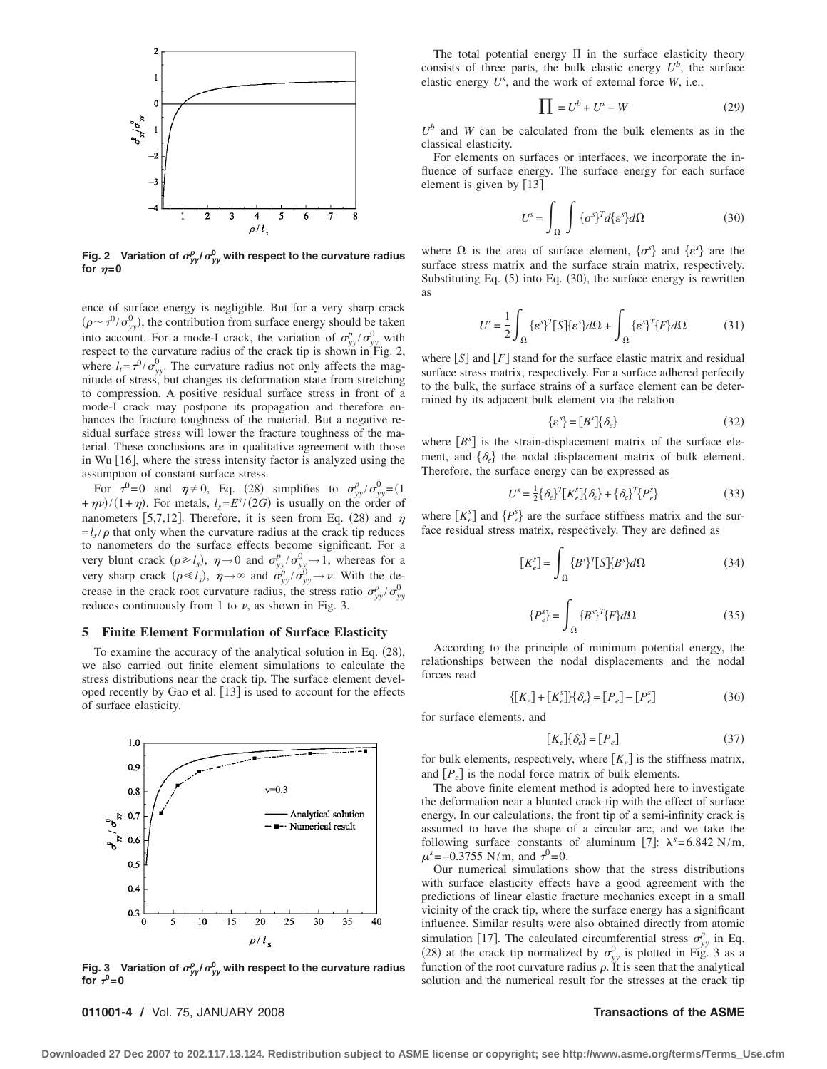Fig. 2 Variation of $\sigma_{yy}^{p}/\sigma_{yy}^{0}$ with respect to the curvature radius for $\eta=0$

ence of surface energy is negligible. But for a very sharp crack ($\rho \sim \tau^0/\sigma_{yy}^0$), the contribution from surface energy should be taken into account. For a mode-I crack, the variation of $\sigma_{yy}^{p}/\sigma_{yy}^{0}$ with respect to the curvature radius of the crack tip is shown in Fig. 2, where $l_t=\tau^0/\sigma_{yy}^0$. The curvature radius not only affects the magnitude of stress, but changes its deformation state from stretching to compression. A positive residual surface stress in front of a mode-I crack may postpone its propagation and therefore enhances the fracture toughness of the material. But a negative residual surface stress will lower the fracture toughness of the material. These conclusions are in qualitative agreement with those in Wu [16], where the stress intensity factor is analyzed using the assumption of constant surface stress.

For $\tau^0=0$ and $\eta \neq 0$, Eq. (28) simplifies to $\sigma_{yy}^{p}/\sigma_{yy}^{0}=(1+\eta\nu)/(1+\eta)$. For metals, $l_s=E^s/(2G)$ is usually on the order of nanometers [5,7,12]. Therefore, it is seen from Eq. (28) and $\eta=l_s/\rho$ that only when the curvature radius at the crack tip reduces to nanometers do the surface effects become significant. For a very blunt crack ($\rho \gg l_s$), $\eta \to 0$ and $\sigma_{yy}^{p}/\sigma_{yy}^{0} \to 1$, whereas for a very sharp crack ($\rho \ll l_s$), $\eta \to \infty$ and $\sigma_{yy}^{p}/\sigma_{yy}^{0} \to \nu$. With the decrease in the crack root curvature radius, the stress ratio $\sigma_{yy}^{p}/\sigma_{yy}^{0}$ reduces continuously from 1 to $\nu$, as shown in Fig. 3.

## 5 Finite Element Formulation of Surface Elasticity

To examine the accuracy of the analytical solution in Eq. (28), we also carried out finite element simulations to calculate the stress distributions near the crack tip. The surface element developed recently by Gao et al. [13] is used to account for the effects of surface elasticity.

Fig. 3 Variation of $\sigma_{yy}^{p}/\sigma_{yy}^{0}$ with respect to the curvature radius for $\tau^0=0$

The total potential energy $\Pi$ in the surface elasticity theory consists of three parts, the bulk elastic energy $U^b$, the surface elastic energy $U^s$, and the work of external force $W$, i.e.,

$$\prod = U^b + U^s - W \tag{29}$$

$U^b$ and $W$ can be calculated from the bulk elements as in the classical elasticity.

For elements on surfaces or interfaces, we incorporate the influence of surface energy. The surface energy for each surface element is given by [13]

$$U^s = \int_{\Omega} \int \{\sigma^s\}^T d\{\varepsilon^s\} d\Omega \tag{30}$$

where $\Omega$ is the area of surface element, $\{\sigma^s\}$ and $\{\varepsilon^s\}$ are the surface stress matrix and the surface strain matrix, respectively. Substituting Eq. (5) into Eq. (30), the surface energy is rewritten as

$$U^s = \frac{1}{2}\int_{\Omega} \{\varepsilon^s\}^T [S]\{\varepsilon^s\} d\Omega + \int_{\Omega} \{\varepsilon^s\}^T \{F\} d\Omega \tag{31}$$

where $[S]$ and $[F]$ stand for the surface elastic matrix and residual surface stress matrix, respectively. For a surface adhered perfectly to the bulk, the surface strains of a surface element can be determined by its adjacent bulk element via the relation

$$\{\varepsilon^s\} = [B^s]\{\delta_e\} \tag{32}$$

where $[B^s]$ is the strain-displacement matrix of the surface element, and $\{\delta_e\}$ the nodal displacement matrix of bulk element. Therefore, the surface energy can be expressed as

$$U^s = \tfrac{1}{2}\{\delta_e\}^T [K_e^s]\{\delta_e\} + \{\delta_e\}^T \{P_e^s\} \tag{33}$$

where $[K_e^s]$ and $\{P_e^s\}$ are the surface stiffness matrix and the surface residual stress matrix, respectively. They are defined as

$$[K_e^s] = \int_{\Omega} \{B^s\}^T [S]\{B^s\} d\Omega \tag{34}$$

$$\{P_e^s\} = \int_{\Omega} \{B^s\}^T \{F\} d\Omega \tag{35}$$

According to the principle of minimum potential energy, the relationships between the nodal displacements and the nodal forces read

$$\{[K_e] + [K_e^s]\}\{\delta_e\} = [P_e] - [P_e^s] \tag{36}$$

for surface elements, and

$$[K_e]\{\delta_e\} = [P_e] \tag{37}$$

for bulk elements, respectively, where $[K_e]$ is the stiffness matrix, and $[P_e]$ is the nodal force matrix of bulk elements.

The above finite element method is adopted here to investigate the deformation near a blunted crack tip with the effect of surface energy. In our calculations, the front tip of a semi-infinity crack is assumed to have the shape of a circular arc, and we take the following surface constants of aluminum [7]: $\lambda^s=6.842$ N/m, $\mu^s=-0.3755$ N/m, and $\tau^0=0$.

Our numerical simulations show that the stress distributions with surface elasticity effects have a good agreement with the predictions of linear elastic fracture mechanics except in a small vicinity of the crack tip, where the surface energy has a significant influence. Similar results were also obtained directly from atomic simulation [17]. The calculated circumferential stress $\sigma_{yy}^{p}$ in Eq. (28) at the crack tip normalized by $\sigma_{yy}^{0}$ is plotted in Fig. 3 as a function of the root curvature radius $\rho$. It is seen that the analytical solution and the numerical result for the stresses at the crack tip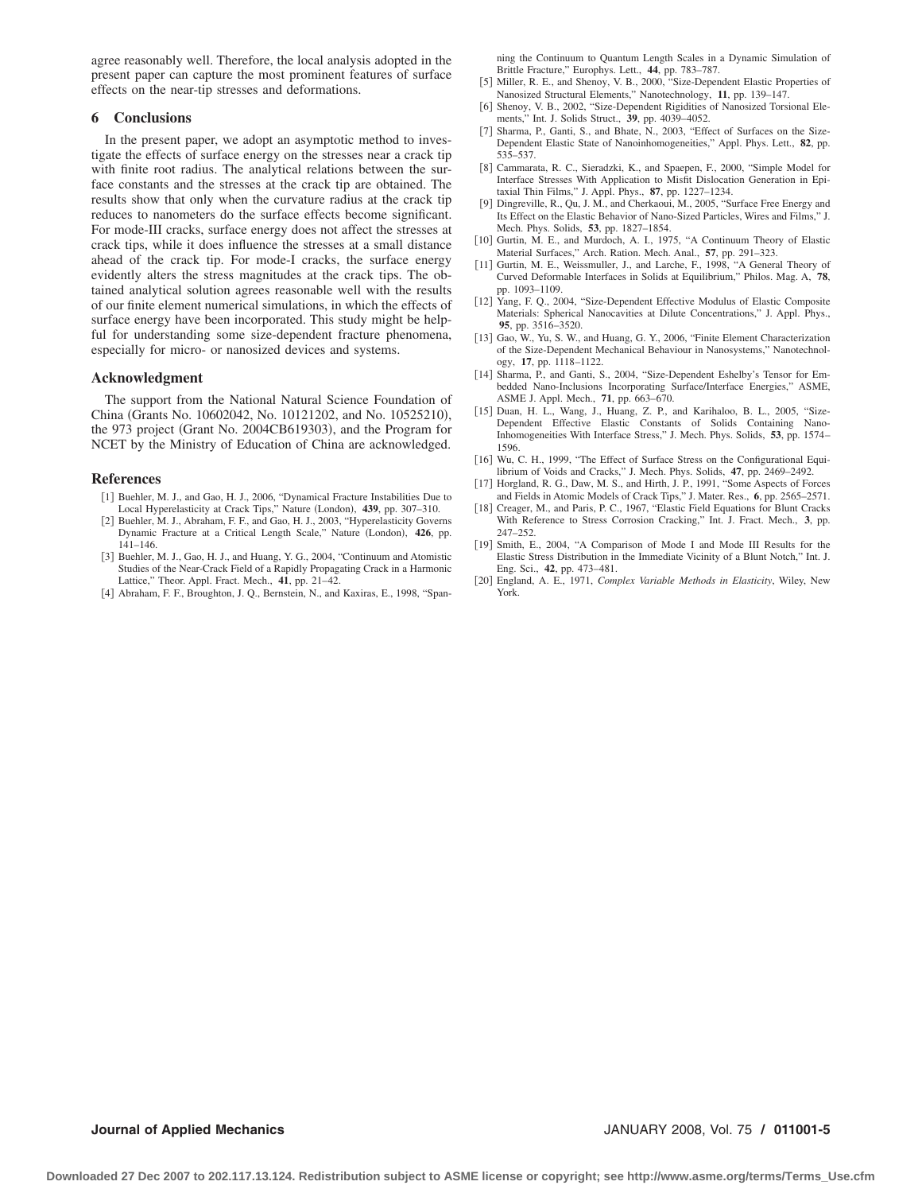agree reasonably well. Therefore, the local analysis adopted in the present paper can capture the most prominent features of surface effects on the near-tip stresses and deformations.

## 6 Conclusions

In the present paper, we adopt an asymptotic method to investigate the effects of surface energy on the stresses near a crack tip with finite root radius. The analytical relations between the surface constants and the stresses at the crack tip are obtained. The results show that only when the curvature radius at the crack tip reduces to nanometers do the surface effects become significant. For mode-III cracks, surface energy does not affect the stresses at crack tips, while it does influence the stresses at a small distance ahead of the crack tip. For mode-I cracks, the surface energy evidently alters the stress magnitudes at the crack tips. The obtained analytical solution agrees reasonable well with the results of our finite element numerical simulations, in which the effects of surface energy have been incorporated. This study might be helpful for understanding some size-dependent fracture phenomena, especially for micro- or nanosized devices and systems.

## Acknowledgment

The support from the National Natural Science Foundation of China (Grants No. 10602042, No. 10121202, and No. 10525210), the 973 project (Grant No. 2004CB619303), and the Program for NCET by the Ministry of Education of China are acknowledged.

## References

[1] Buehler, M. J., and Gao, H. J., 2006, "Dynamical Fracture Instabilities Due to Local Hyperelasticity at Crack Tips," Nature (London), **439**, pp. 307–310.

[2] Buehler, M. J., Abraham, F. F., and Gao, H. J., 2003, "Hyperelasticity Governs Dynamic Fracture at a Critical Length Scale," Nature (London), **426**, pp. 141–146.

[3] Buehler, M. J., Gao, H. J., and Huang, Y. G., 2004, "Continuum and Atomistic Studies of the Near-Crack Field of a Rapidly Propagating Crack in a Harmonic Lattice," Theor. Appl. Fract. Mech., **41**, pp. 21–42.

[4] Abraham, F. F., Broughton, J. Q., Bernstein, N., and Kaxiras, E., 1998, "Spanning the Continuum to Quantum Length Scales in a Dynamic Simulation of Brittle Fracture," Europhys. Lett., **44**, pp. 783–787.

[5] Miller, R. E., and Shenoy, V. B., 2000, "Size-Dependent Elastic Properties of Nanosized Structural Elements," Nanotechnology, **11**, pp. 139–147.

[6] Shenoy, V. B., 2002, "Size-Dependent Rigidities of Nanosized Torsional Elements," Int. J. Solids Struct., **39**, pp. 4039–4052.

[7] Sharma, P., Ganti, S., and Bhate, N., 2003, "Effect of Surfaces on the Size-Dependent Elastic State of Nanoinhomogeneities," Appl. Phys. Lett., **82**, pp. 535–537.

[8] Cammarata, R. C., Sieradzki, K., and Spaepen, F., 2000, "Simple Model for Interface Stresses With Application to Misfit Dislocation Generation in Epitaxial Thin Films," J. Appl. Phys., **87**, pp. 1227–1234.

[9] Dingreville, R., Qu, J. M., and Cherkaoui, M., 2005, "Surface Free Energy and Its Effect on the Elastic Behavior of Nano-Sized Particles, Wires and Films," J. Mech. Phys. Solids, **53**, pp. 1827–1854.

[10] Gurtin, M. E., and Murdoch, A. I., 1975, "A Continuum Theory of Elastic Material Surfaces," Arch. Ration. Mech. Anal., **57**, pp. 291–323.

[11] Gurtin, M. E., Weissmuller, J., and Larche, F., 1998, "A General Theory of Curved Deformable Interfaces in Solids at Equilibrium," Philos. Mag. A, **78**, pp. 1093–1109.

[12] Yang, F. Q., 2004, "Size-Dependent Effective Modulus of Elastic Composite Materials: Spherical Nanocavities at Dilute Concentrations," J. Appl. Phys., **95**, pp. 3516–3520.

[13] Gao, W., Yu, S. W., and Huang, G. Y., 2006, "Finite Element Characterization of the Size-Dependent Mechanical Behaviour in Nanosystems," Nanotechnology, **17**, pp. 1118–1122.

[14] Sharma, P., and Ganti, S., 2004, "Size-Dependent Eshelby's Tensor for Embedded Nano-Inclusions Incorporating Surface/Interface Energies," ASME, ASME J. Appl. Mech., **71**, pp. 663–670.

[15] Duan, H. L., Wang, J., Huang, Z. P., and Karihaloo, B. L., 2005, "Size-Dependent Effective Elastic Constants of Solids Containing Nano-Inhomogeneities With Interface Stress," J. Mech. Phys. Solids, **53**, pp. 1574–1596.

[16] Wu, C. H., 1999, "The Effect of Surface Stress on the Configurational Equilibrium of Voids and Cracks," J. Mech. Phys. Solids, **47**, pp. 2469–2492.

[17] Horgland, R. G., Daw, M. S., and Hirth, J. P., 1991, "Some Aspects of Forces and Fields in Atomic Models of Crack Tips," J. Mater. Res., **6**, pp. 2565–2571.

[18] Creager, M., and Paris, P. C., 1967, "Elastic Field Equations for Blunt Cracks With Reference to Stress Corrosion Cracking," Int. J. Fract. Mech., **3**, pp. 247–252.

[19] Smith, E., 2004, "A Comparison of Mode I and Mode III Results for the Elastic Stress Distribution in the Immediate Vicinity of a Blunt Notch," Int. J. Eng. Sci., **42**, pp. 473–481.

[20] England, A. E., 1971, *Complex Variable Methods in Elasticity*, Wiley, New York.